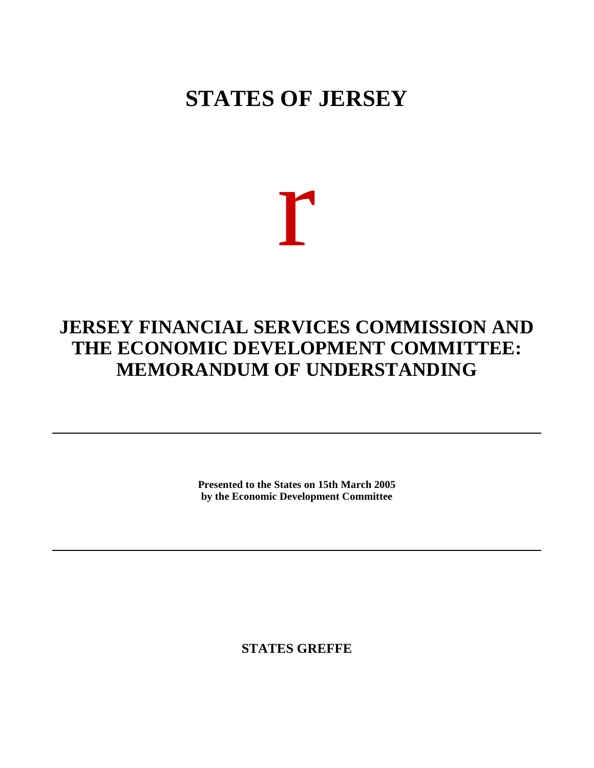# STATES OF JERSEY

r

# JERSEY FINANCIAL SERVICES COMMISSION AND THE ECONOMIC DEVELOPMENT COMMITTEE: MEMORANDUM OF UNDERSTANDING

---

**Presented to the States on 15th March 2005**
**by the Economic Development Committee**

---

**STATES GREFFE**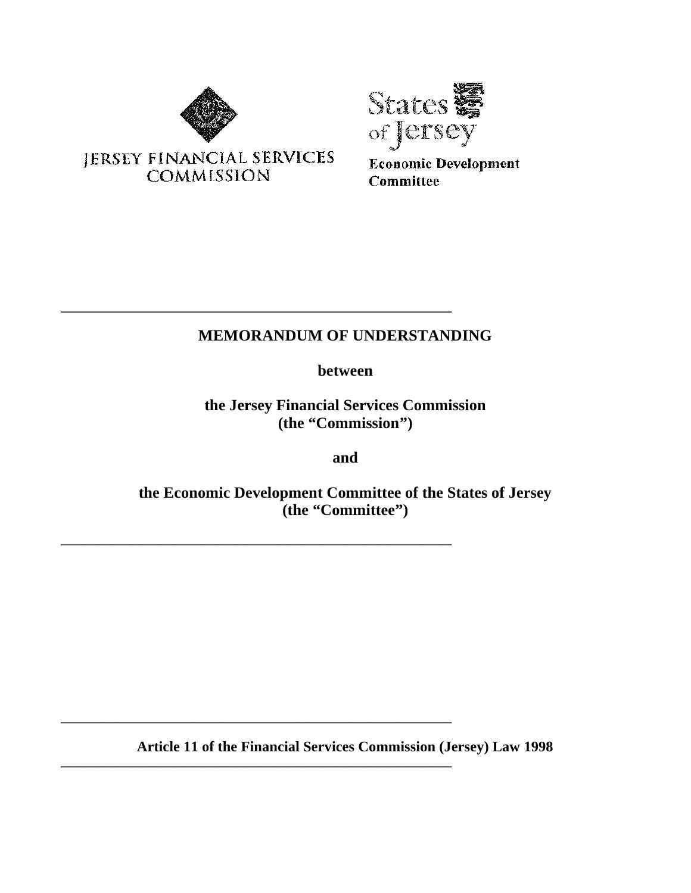JERSEY FINANCIAL SERVICES COMMISSION

States of Jersey

Economic Development Committee

---

**MEMORANDUM OF UNDERSTANDING**

**between**

**the Jersey Financial Services Commission (the "Commission")**

**and**

**the Economic Development Committee of the States of Jersey (the "Committee")**

---

---

**Article 11 of the Financial Services Commission (Jersey) Law 1998**

---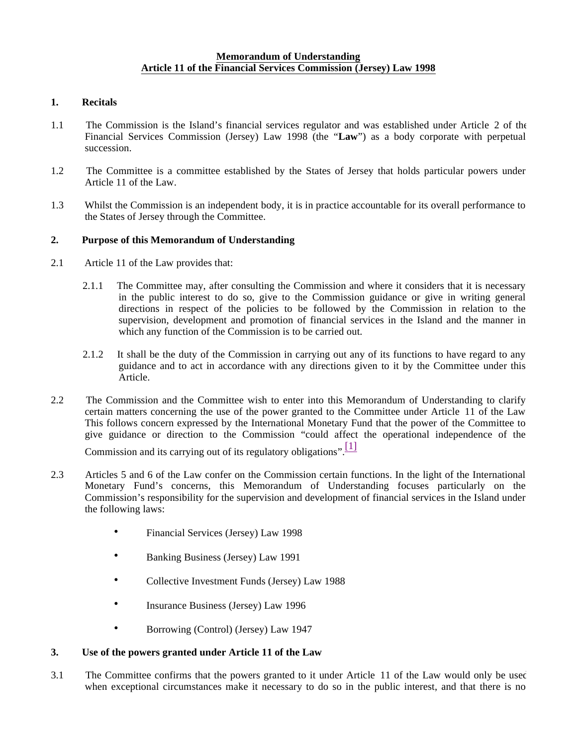**Memorandum of Understanding**
**Article 11 of the Financial Services Commission (Jersey) Law 1998**

## 1. Recitals

1.1 The Commission is the Island's financial services regulator and was established under Article 2 of the Financial Services Commission (Jersey) Law 1998 (the "**Law**") as a body corporate with perpetual succession.

1.2 The Committee is a committee established by the States of Jersey that holds particular powers under Article 11 of the Law.

1.3 Whilst the Commission is an independent body, it is in practice accountable for its overall performance to the States of Jersey through the Committee.

## 2. Purpose of this Memorandum of Understanding

2.1 Article 11 of the Law provides that:

2.1.1 The Committee may, after consulting the Commission and where it considers that it is necessary in the public interest to do so, give to the Commission guidance or give in writing general directions in respect of the policies to be followed by the Commission in relation to the supervision, development and promotion of financial services in the Island and the manner in which any function of the Commission is to be carried out.

2.1.2 It shall be the duty of the Commission in carrying out any of its functions to have regard to any guidance and to act in accordance with any directions given to it by the Committee under this Article.

2.2 The Commission and the Committee wish to enter into this Memorandum of Understanding to clarify certain matters concerning the use of the power granted to the Committee under Article 11 of the Law This follows concern expressed by the International Monetary Fund that the power of the Committee to give guidance or direction to the Commission "could affect the operational independence of the Commission and its carrying out of its regulatory obligations".[1]

2.3 Articles 5 and 6 of the Law confer on the Commission certain functions. In the light of the International Monetary Fund's concerns, this Memorandum of Understanding focuses particularly on the Commission's responsibility for the supervision and development of financial services in the Island under the following laws:

- Financial Services (Jersey) Law 1998
- Banking Business (Jersey) Law 1991
- Collective Investment Funds (Jersey) Law 1988
- Insurance Business (Jersey) Law 1996
- Borrowing (Control) (Jersey) Law 1947

## 3. Use of the powers granted under Article 11 of the Law

3.1 The Committee confirms that the powers granted to it under Article 11 of the Law would only be used when exceptional circumstances make it necessary to do so in the public interest, and that there is no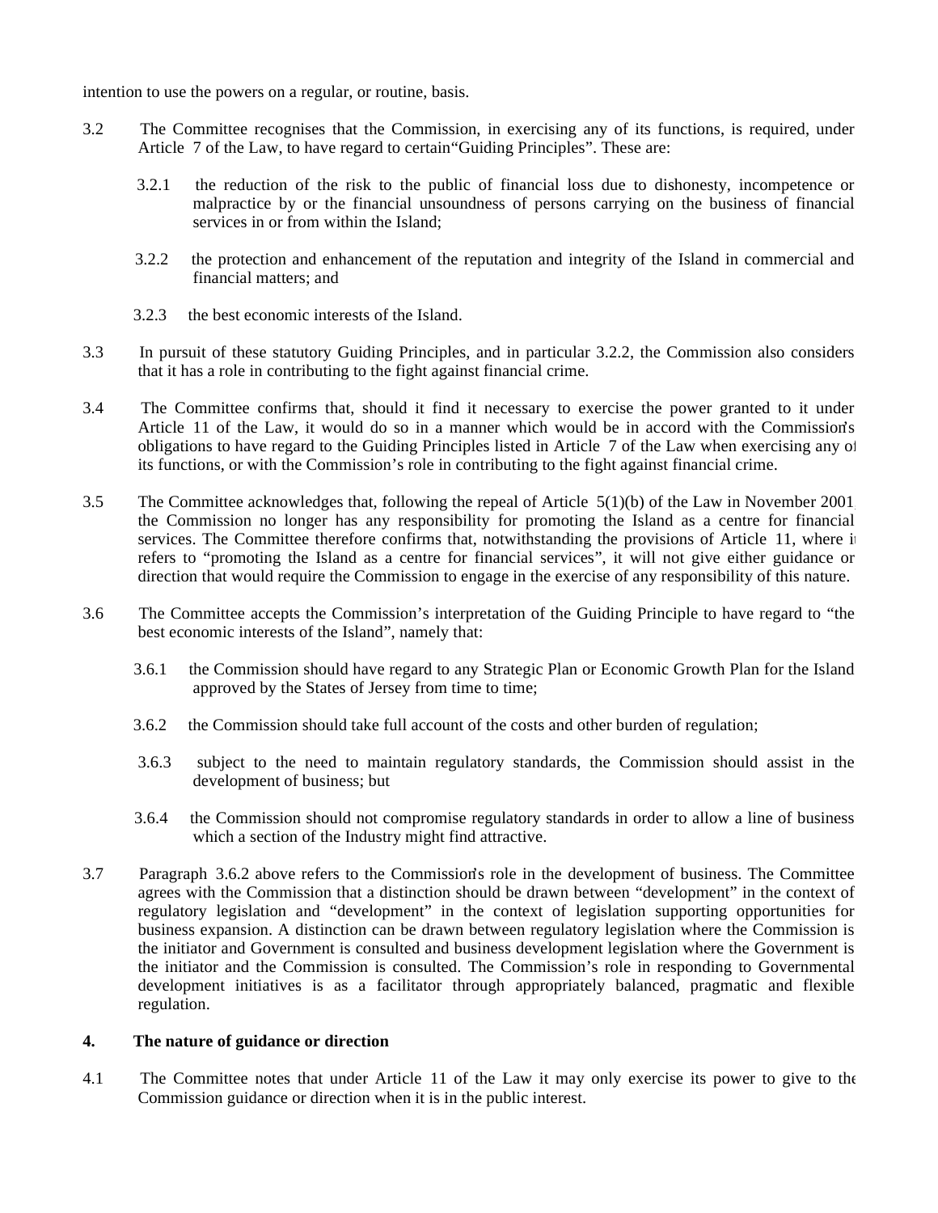intention to use the powers on a regular, or routine, basis.

3.2 The Committee recognises that the Commission, in exercising any of its functions, is required, under Article 7 of the Law, to have regard to certain "Guiding Principles". These are:

3.2.1 the reduction of the risk to the public of financial loss due to dishonesty, incompetence or malpractice by or the financial unsoundness of persons carrying on the business of financial services in or from within the Island;

3.2.2 the protection and enhancement of the reputation and integrity of the Island in commercial and financial matters; and

3.2.3 the best economic interests of the Island.

3.3 In pursuit of these statutory Guiding Principles, and in particular 3.2.2, the Commission also considers that it has a role in contributing to the fight against financial crime.

3.4 The Committee confirms that, should it find it necessary to exercise the power granted to it under Article 11 of the Law, it would do so in a manner which would be in accord with the Commission's obligations to have regard to the Guiding Principles listed in Article 7 of the Law when exercising any of its functions, or with the Commission's role in contributing to the fight against financial crime.

3.5 The Committee acknowledges that, following the repeal of Article 5(1)(b) of the Law in November 2001, the Commission no longer has any responsibility for promoting the Island as a centre for financial services. The Committee therefore confirms that, notwithstanding the provisions of Article 11, where it refers to "promoting the Island as a centre for financial services", it will not give either guidance or direction that would require the Commission to engage in the exercise of any responsibility of this nature.

3.6 The Committee accepts the Commission's interpretation of the Guiding Principle to have regard to "the best economic interests of the Island", namely that:

3.6.1 the Commission should have regard to any Strategic Plan or Economic Growth Plan for the Island approved by the States of Jersey from time to time;

3.6.2 the Commission should take full account of the costs and other burden of regulation;

3.6.3 subject to the need to maintain regulatory standards, the Commission should assist in the development of business; but

3.6.4 the Commission should not compromise regulatory standards in order to allow a line of business which a section of the Industry might find attractive.

3.7 Paragraph 3.6.2 above refers to the Commission's role in the development of business. The Committee agrees with the Commission that a distinction should be drawn between "development" in the context of regulatory legislation and "development" in the context of legislation supporting opportunities for business expansion. A distinction can be drawn between regulatory legislation where the Commission is the initiator and Government is consulted and business development legislation where the Government is the initiator and the Commission is consulted. The Commission's role in responding to Governmental development initiatives is as a facilitator through appropriately balanced, pragmatic and flexible regulation.

## 4. The nature of guidance or direction

4.1 The Committee notes that under Article 11 of the Law it may only exercise its power to give to the Commission guidance or direction when it is in the public interest.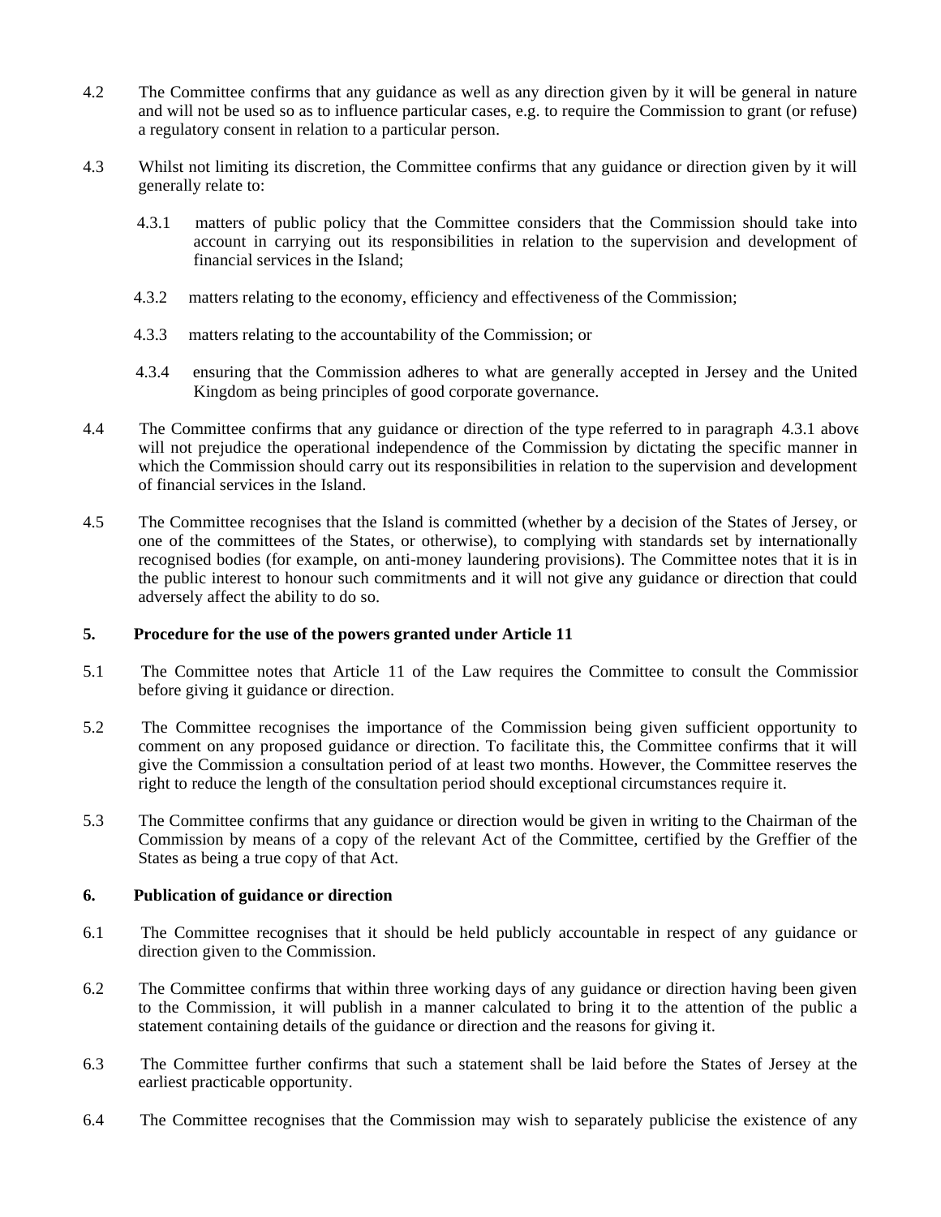4.2 The Committee confirms that any guidance as well as any direction given by it will be general in nature and will not be used so as to influence particular cases, e.g. to require the Commission to grant (or refuse) a regulatory consent in relation to a particular person.

4.3 Whilst not limiting its discretion, the Committee confirms that any guidance or direction given by it will generally relate to:

4.3.1 matters of public policy that the Committee considers that the Commission should take into account in carrying out its responsibilities in relation to the supervision and development of financial services in the Island;

4.3.2 matters relating to the economy, efficiency and effectiveness of the Commission;

4.3.3 matters relating to the accountability of the Commission; or

4.3.4 ensuring that the Commission adheres to what are generally accepted in Jersey and the United Kingdom as being principles of good corporate governance.

4.4 The Committee confirms that any guidance or direction of the type referred to in paragraph 4.3.1 above will not prejudice the operational independence of the Commission by dictating the specific manner in which the Commission should carry out its responsibilities in relation to the supervision and development of financial services in the Island.

4.5 The Committee recognises that the Island is committed (whether by a decision of the States of Jersey, or one of the committees of the States, or otherwise), to complying with standards set by internationally recognised bodies (for example, on anti-money laundering provisions). The Committee notes that it is in the public interest to honour such commitments and it will not give any guidance or direction that could adversely affect the ability to do so.

**5. Procedure for the use of the powers granted under Article 11**

5.1 The Committee notes that Article 11 of the Law requires the Committee to consult the Commission before giving it guidance or direction.

5.2 The Committee recognises the importance of the Commission being given sufficient opportunity to comment on any proposed guidance or direction. To facilitate this, the Committee confirms that it will give the Commission a consultation period of at least two months. However, the Committee reserves the right to reduce the length of the consultation period should exceptional circumstances require it.

5.3 The Committee confirms that any guidance or direction would be given in writing to the Chairman of the Commission by means of a copy of the relevant Act of the Committee, certified by the Greffier of the States as being a true copy of that Act.

**6. Publication of guidance or direction**

6.1 The Committee recognises that it should be held publicly accountable in respect of any guidance or direction given to the Commission.

6.2 The Committee confirms that within three working days of any guidance or direction having been given to the Commission, it will publish in a manner calculated to bring it to the attention of the public a statement containing details of the guidance or direction and the reasons for giving it.

6.3 The Committee further confirms that such a statement shall be laid before the States of Jersey at the earliest practicable opportunity.

6.4 The Committee recognises that the Commission may wish to separately publicise the existence of any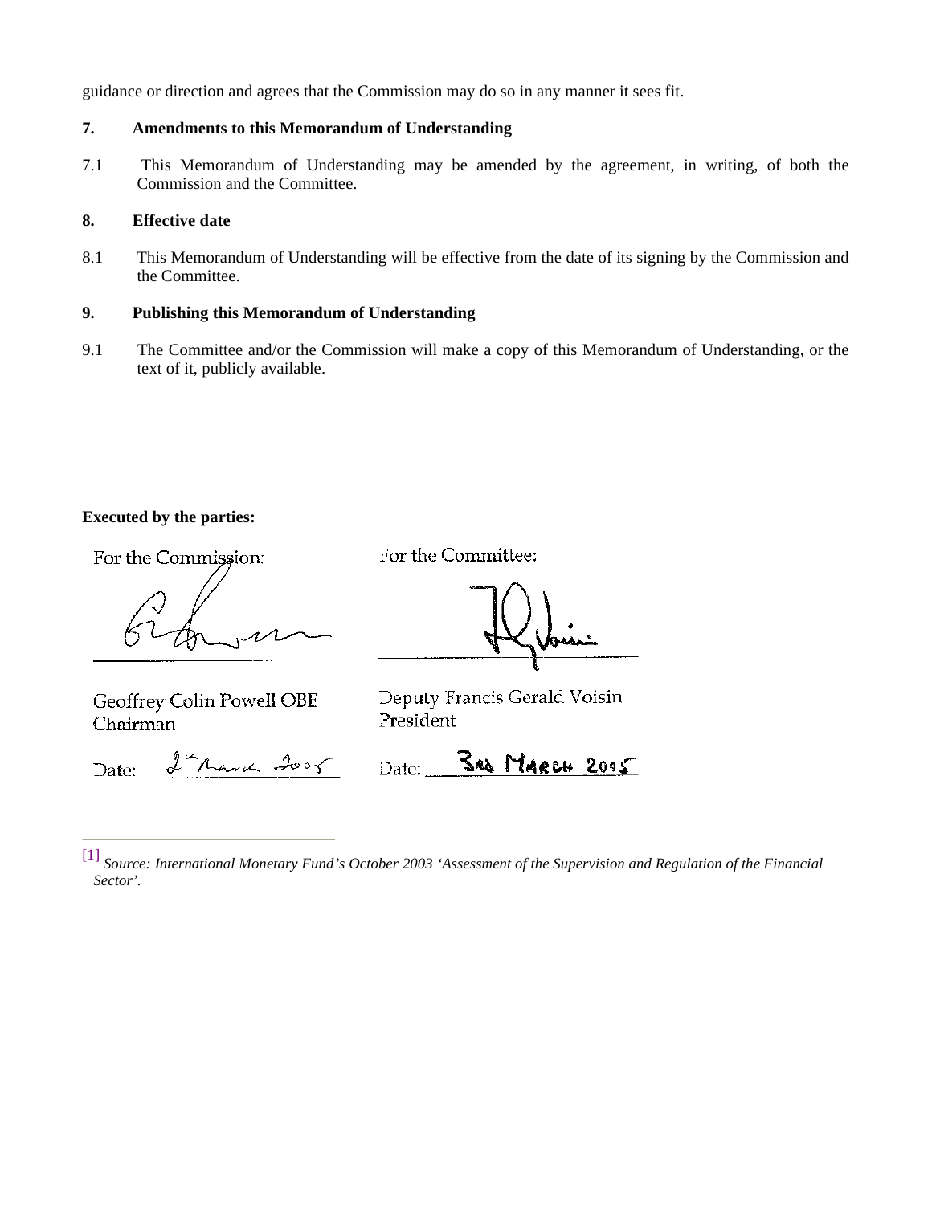guidance or direction and agrees that the Commission may do so in any manner it sees fit.

**7. Amendments to this Memorandum of Understanding**

7.1 This Memorandum of Understanding may be amended by the agreement, in writing, of both the Commission and the Committee.

**8. Effective date**

8.1 This Memorandum of Understanding will be effective from the date of its signing by the Commission and the Committee.

**9. Publishing this Memorandum of Understanding**

9.1 The Committee and/or the Commission will make a copy of this Memorandum of Understanding, or the text of it, publicly available.

**Executed by the parties:**

| For the Commission: | For the Committee: |
| --- | --- |
| Geoffrey Colin Powell OBE<br>Chairman | Deputy Francis Gerald Voisin<br>President |
| Date: 2nd March 2005 | Date: 3RD MARCH 2005 |

---

[1] *Source: International Monetary Fund's October 2003 'Assessment of the Supervision and Regulation of the Financial Sector'.*